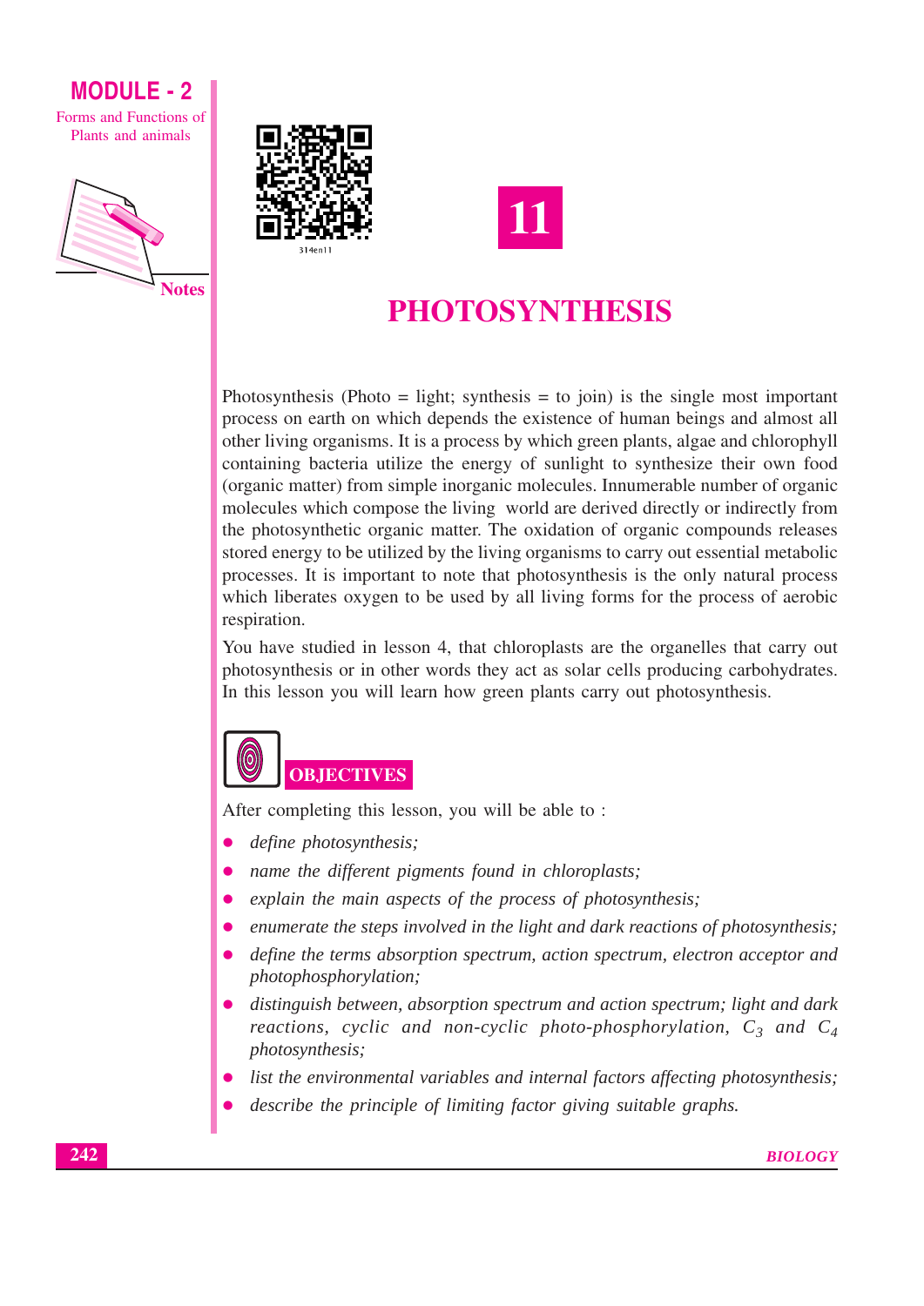# 11

# PHOTOSYNTHESIS

Photosynthesis (Photo = light; synthesis = to join) is the single most important process on earth on which depends the existence of human beings and almost all other living organisms. It is a process by which green plants, algae and chlorophyll containing bacteria utilize the energy of sunlight to synthesize their own food (organic matter) from simple inorganic molecules. Innumerable number of organic molecules which compose the living world are derived directly or indirectly from the photosynthetic organic matter. The oxidation of organic compounds releases stored energy to be utilized by the living organisms to carry out essential metabolic processes. It is important to note that photosynthesis is the only natural process which liberates oxygen to be used by all living forms for the process of aerobic respiration.

You have studied in lesson 4, that chloroplasts are the organelles that carry out photosynthesis or in other words they act as solar cells producing carbohydrates. In this lesson you will learn how green plants carry out photosynthesis.

## OBJECTIVES

After completing this lesson, you will be able to :

- *define photosynthesis;*
- *name the different pigments found in chloroplasts;*
- *explain the main aspects of the process of photosynthesis;*
- *enumerate the steps involved in the light and dark reactions of photosynthesis;*
- *define the terms absorption spectrum, action spectrum, electron acceptor and photophosphorylation;*
- *distinguish between, absorption spectrum and action spectrum; light and dark reactions, cyclic and non-cyclic photo-phosphorylation,* $C_3$ *and* $C_4$ *photosynthesis;*
- *list the environmental variables and internal factors affecting photosynthesis;*
- *describe the principle of limiting factor giving suitable graphs.*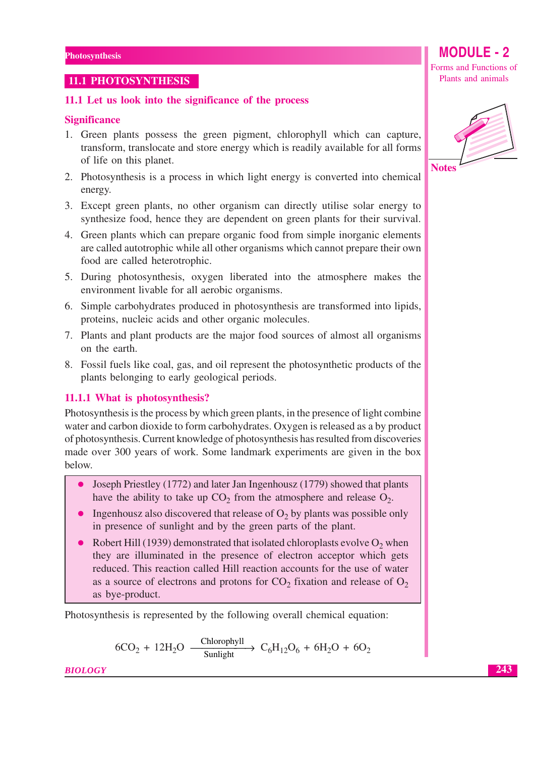## 11.1 PHOTOSYNTHESIS

### 11.1 Let us look into the significance of the process

#### Significance

1. Green plants possess the green pigment, chlorophyll which can capture, transform, translocate and store energy which is readily available for all forms of life on this planet.
2. Photosynthesis is a process in which light energy is converted into chemical energy.
3. Except green plants, no other organism can directly utilise solar energy to synthesize food, hence they are dependent on green plants for their survival.
4. Green plants which can prepare organic food from simple inorganic elements are called autotrophic while all other organisms which cannot prepare their own food are called heterotrophic.
5. During photosynthesis, oxygen liberated into the atmosphere makes the environment livable for all aerobic organisms.
6. Simple carbohydrates produced in photosynthesis are transformed into lipids, proteins, nucleic acids and other organic molecules.
7. Plants and plant products are the major food sources of almost all organisms on the earth.
8. Fossil fuels like coal, gas, and oil represent the photosynthetic products of the plants belonging to early geological periods.

### 11.1.1 What is photosynthesis?

Photosynthesis is the process by which green plants, in the presence of light combine water and carbon dioxide to form carbohydrates. Oxygen is released as a by product of photosynthesis. Current knowledge of photosynthesis has resulted from discoveries made over 300 years of work. Some landmark experiments are given in the box below.

- Joseph Priestley (1772) and later Jan Ingenhousz (1779) showed that plants have the ability to take up $CO_2$ from the atmosphere and release $O_2$.
- Ingenhousz also discovered that release of $O_2$ by plants was possible only in presence of sunlight and by the green parts of the plant.
- Robert Hill (1939) demonstrated that isolated chloroplasts evolve $O_2$ when they are illuminated in the presence of electron acceptor which gets reduced. This reaction called Hill reaction accounts for the use of water as a source of electrons and protons for $CO_2$ fixation and release of $O_2$ as bye-product.

Photosynthesis is represented by the following overall chemical equation:

$$6CO_2 + 12H_2O \xrightarrow[\text{Sunlight}]{\text{Chlorophyll}} C_6H_{12}O_6 + 6H_2O + 6O_2$$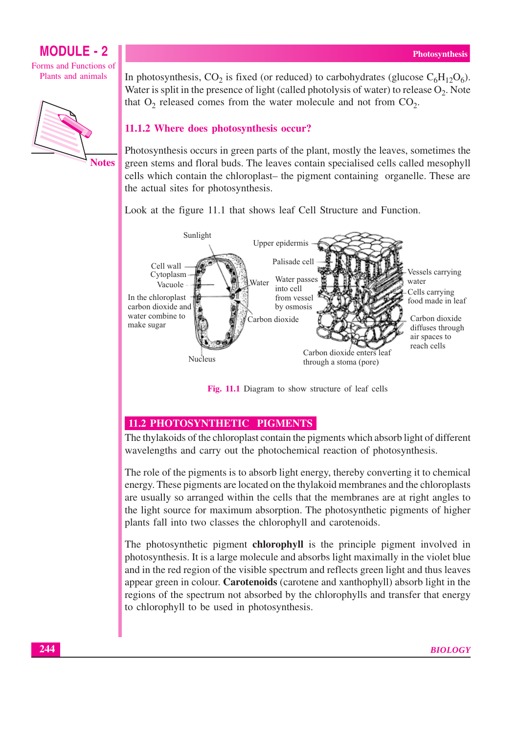In photosynthesis, $CO_2$ is fixed (or reduced) to carbohydrates (glucose $C_6H_{12}O_6$). Water is split in the presence of light (called photolysis of water) to release $O_2$. Note that $O_2$ released comes from the water molecule and not from $CO_2$.

### 11.1.2 Where does photosynthesis occur?

Photosynthesis occurs in green parts of the plant, mostly the leaves, sometimes the green stems and floral buds. The leaves contain specialised cells called mesophyll cells which contain the chloroplast– the pigment containing organelle. These are the actual sites for photosynthesis.

Look at the figure 11.1 that shows leaf Cell Structure and Function.

Sunlight

Cell wall
Cytoplasm
Vacuole
In the chloroplast carbon dioxide and water combine to make sugar
Nucleus
Water
Carbon dioxide
Upper epidermis
Palisade cell
Water passes into cell from vessel by osmosis
Vessels carrying water
Cells carrying food made in leaf
Carbon dioxide diffuses through air spaces to reach cells
Carbon dioxide enters leaf through a stoma (pore)

**Fig. 11.1** Diagram to show structure of leaf cells

## 11.2 PHOTOSYNTHETIC PIGMENTS

The thylakoids of the chloroplast contain the pigments which absorb light of different wavelengths and carry out the photochemical reaction of photosynthesis.

The role of the pigments is to absorb light energy, thereby converting it to chemical energy. These pigments are located on the thylakoid membranes and the chloroplasts are usually so arranged within the cells that the membranes are at right angles to the light source for maximum absorption. The photosynthetic pigments of higher plants fall into two classes the chlorophyll and carotenoids.

The photosynthetic pigment **chlorophyll** is the principle pigment involved in photosynthesis. It is a large molecule and absorbs light maximally in the violet blue and in the red region of the visible spectrum and reflects green light and thus leaves appear green in colour. **Carotenoids** (carotene and xanthophyll) absorb light in the regions of the spectrum not absorbed by the chlorophylls and transfer that energy to chlorophyll to be used in photosynthesis.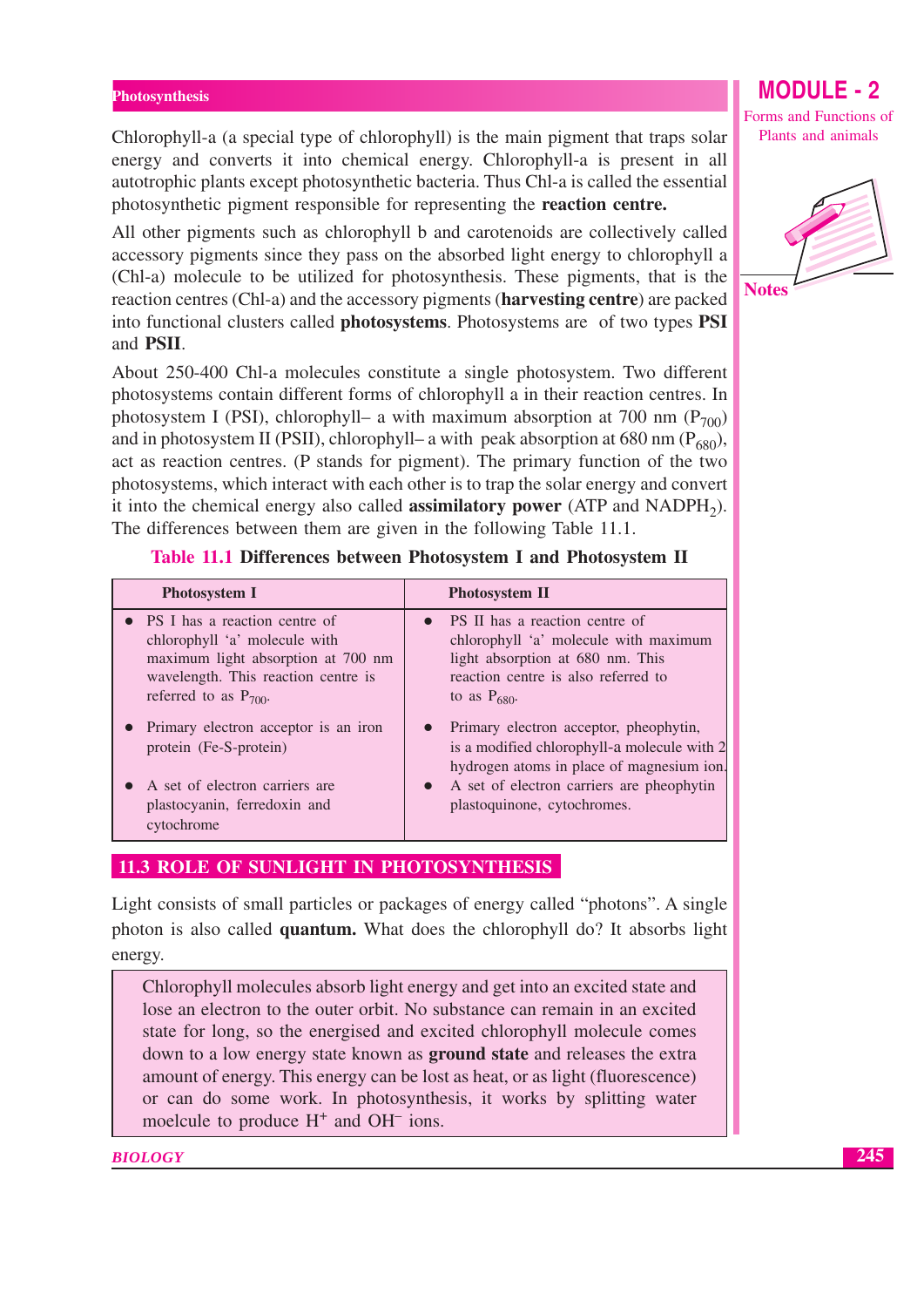Chlorophyll-a (a special type of chlorophyll) is the main pigment that traps solar energy and converts it into chemical energy. Chlorophyll-a is present in all autotrophic plants except photosynthetic bacteria. Thus Chl-a is called the essential photosynthetic pigment responsible for representing the **reaction centre.**

All other pigments such as chlorophyll b and carotenoids are collectively called accessory pigments since they pass on the absorbed light energy to chlorophyll a (Chl-a) molecule to be utilized for photosynthesis. These pigments, that is the reaction centres (Chl-a) and the accessory pigments (**harvesting centre**) are packed into functional clusters called **photosystems**. Photosystems are of two types **PSI** and **PSII**.

About 250-400 Chl-a molecules constitute a single photosystem. Two different photosystems contain different forms of chlorophyll a in their reaction centres. In photosystem I (PSI), chlorophyll– a with maximum absorption at 700 nm ($P_{700}$) and in photosystem II (PSII), chlorophyll– a with peak absorption at 680 nm ($P_{680}$), act as reaction centres. (P stands for pigment). The primary function of the two photosystems, which interact with each other is to trap the solar energy and convert it into the chemical energy also called **assimilatory power** (ATP and $NADPH_2$). The differences between them are given in the following Table 11.1.

**Table 11.1 Differences between Photosystem I and Photosystem II**

| Photosystem I | Photosystem II |
|---|---|
| • PS I has a reaction centre of chlorophyll 'a' molecule with maximum light absorption at 700 nm wavelength. This reaction centre is referred to as $P_{700}$. | • PS II has a reaction centre of chlorophyll 'a' molecule with maximum light absorption at 680 nm. This reaction centre is also referred to to as $P_{680}$. |
| • Primary electron acceptor is an iron protein (Fe-S-protein) | • Primary electron acceptor, pheophytin, is a modified chlorophyll-a molecule with 2 hydrogen atoms in place of magnesium ion. |
| • A set of electron carriers are plastocyanin, ferredoxin and cytochrome | • A set of electron carriers are pheophytin plastoquinone, cytochromes. |

## 11.3 ROLE OF SUNLIGHT IN PHOTOSYNTHESIS

Light consists of small particles or packages of energy called "photons". A single photon is also called **quantum.** What does the chlorophyll do? It absorbs light energy.

> Chlorophyll molecules absorb light energy and get into an excited state and lose an electron to the outer orbit. No substance can remain in an excited state for long, so the energised and excited chlorophyll molecule comes down to a low energy state known as **ground state** and releases the extra amount of energy. This energy can be lost as heat, or as light (fluorescence) or can do some work. In photosynthesis, it works by splitting water moelcule to produce $H^+$ and $OH^-$ ions.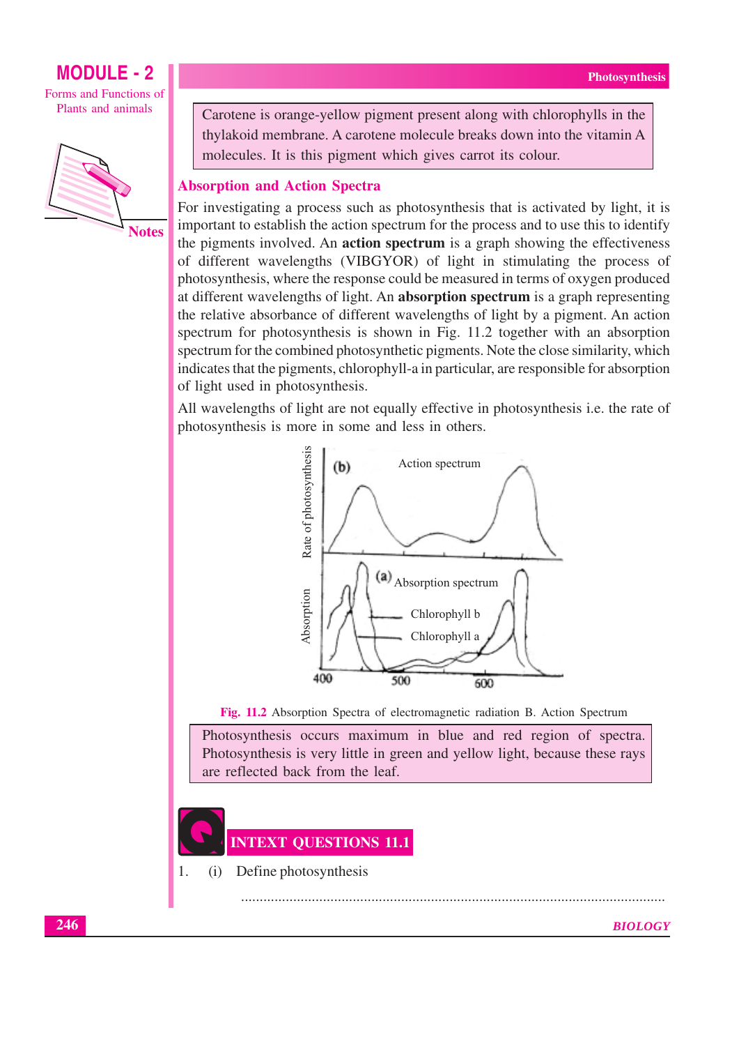Carotene is orange-yellow pigment present along with chlorophylls in the thylakoid membrane. A carotene molecule breaks down into the vitamin A molecules. It is this pigment which gives carrot its colour.

## Absorption and Action Spectra

For investigating a process such as photosynthesis that is activated by light, it is important to establish the action spectrum for the process and to use this to identify the pigments involved. An **action spectrum** is a graph showing the effectiveness of different wavelengths (VIBGYOR) of light in stimulating the process of photosynthesis, where the response could be measured in terms of oxygen produced at different wavelengths of light. An **absorption spectrum** is a graph representing the relative absorbance of different wavelengths of light by a pigment. An action spectrum for photosynthesis is shown in Fig. 11.2 together with an absorption spectrum for the combined photosynthetic pigments. Note the close similarity, which indicates that the pigments, chlorophyll-a in particular, are responsible for absorption of light used in photosynthesis.

All wavelengths of light are not equally effective in photosynthesis i.e. the rate of photosynthesis is more in some and less in others.

**Fig. 11.2** Absorption Spectra of electromagnetic radiation B. Action Spectrum

Photosynthesis occurs maximum in blue and red region of spectra. Photosynthesis is very little in green and yellow light, because these rays are reflected back from the leaf.

## INTEXT QUESTIONS 11.1

1. (i) Define photosynthesis

.................................................................................................................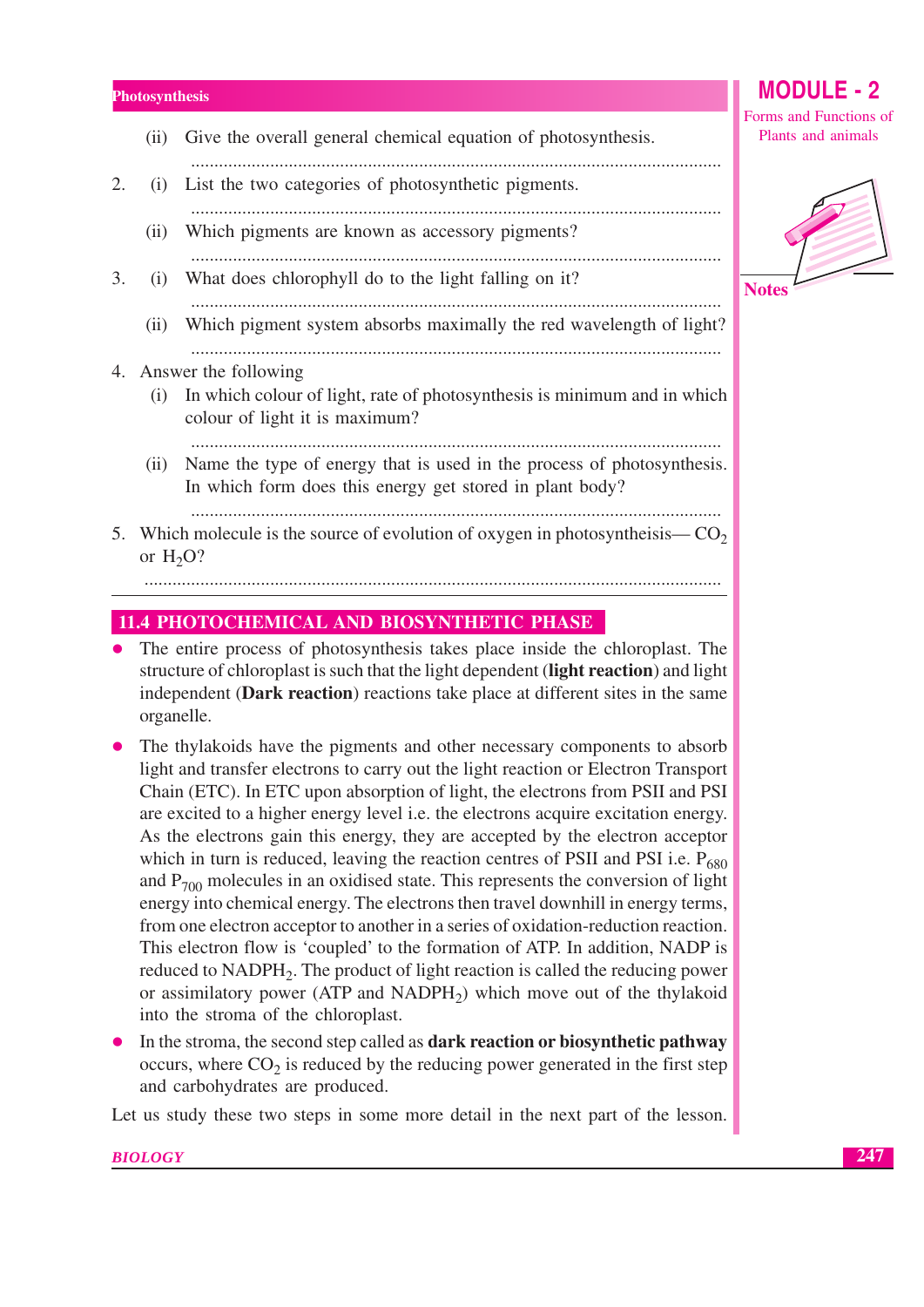(ii) Give the overall general chemical equation of photosynthesis.

........................................................................................................................

2. (i) List the two categories of photosynthetic pigments.

........................................................................................................................

(ii) Which pigments are known as accessory pigments?

........................................................................................................................

3. (i) What does chlorophyll do to the light falling on it?

........................................................................................................................

(ii) Which pigment system absorbs maximally the red wavelength of light?

........................................................................................................................

4. Answer the following

(i) In which colour of light, rate of photosynthesis is minimum and in which colour of light it is maximum?

........................................................................................................................

(ii) Name the type of energy that is used in the process of photosynthesis. In which form does this energy get stored in plant body?

........................................................................................................................

5. Which molecule is the source of evolution of oxygen in photosyntheisis— $CO_2$ or $H_2O$?

........................................................................................................................

## 11.4 PHOTOCHEMICAL AND BIOSYNTHETIC PHASE

- The entire process of photosynthesis takes place inside the chloroplast. The structure of chloroplast is such that the light dependent (**light reaction**) and light independent (**Dark reaction**) reactions take place at different sites in the same organelle.

- The thylakoids have the pigments and other necessary components to absorb light and transfer electrons to carry out the light reaction or Electron Transport Chain (ETC). In ETC upon absorption of light, the electrons from PSII and PSI are excited to a higher energy level i.e. the electrons acquire excitation energy. As the electrons gain this energy, they are accepted by the electron acceptor which in turn is reduced, leaving the reaction centres of PSII and PSI i.e. $P_{680}$ and $P_{700}$ molecules in an oxidised state. This represents the conversion of light energy into chemical energy. The electrons then travel downhill in energy terms, from one electron acceptor to another in a series of oxidation-reduction reaction. This electron flow is 'coupled' to the formation of ATP. In addition, NADP is reduced to $NADPH_2$. The product of light reaction is called the reducing power or assimilatory power (ATP and $NADPH_2$) which move out of the thylakoid into the stroma of the chloroplast.

- In the stroma, the second step called as **dark reaction or biosynthetic pathway** occurs, where $CO_2$ is reduced by the reducing power generated in the first step and carbohydrates are produced.

Let us study these two steps in some more detail in the next part of the lesson.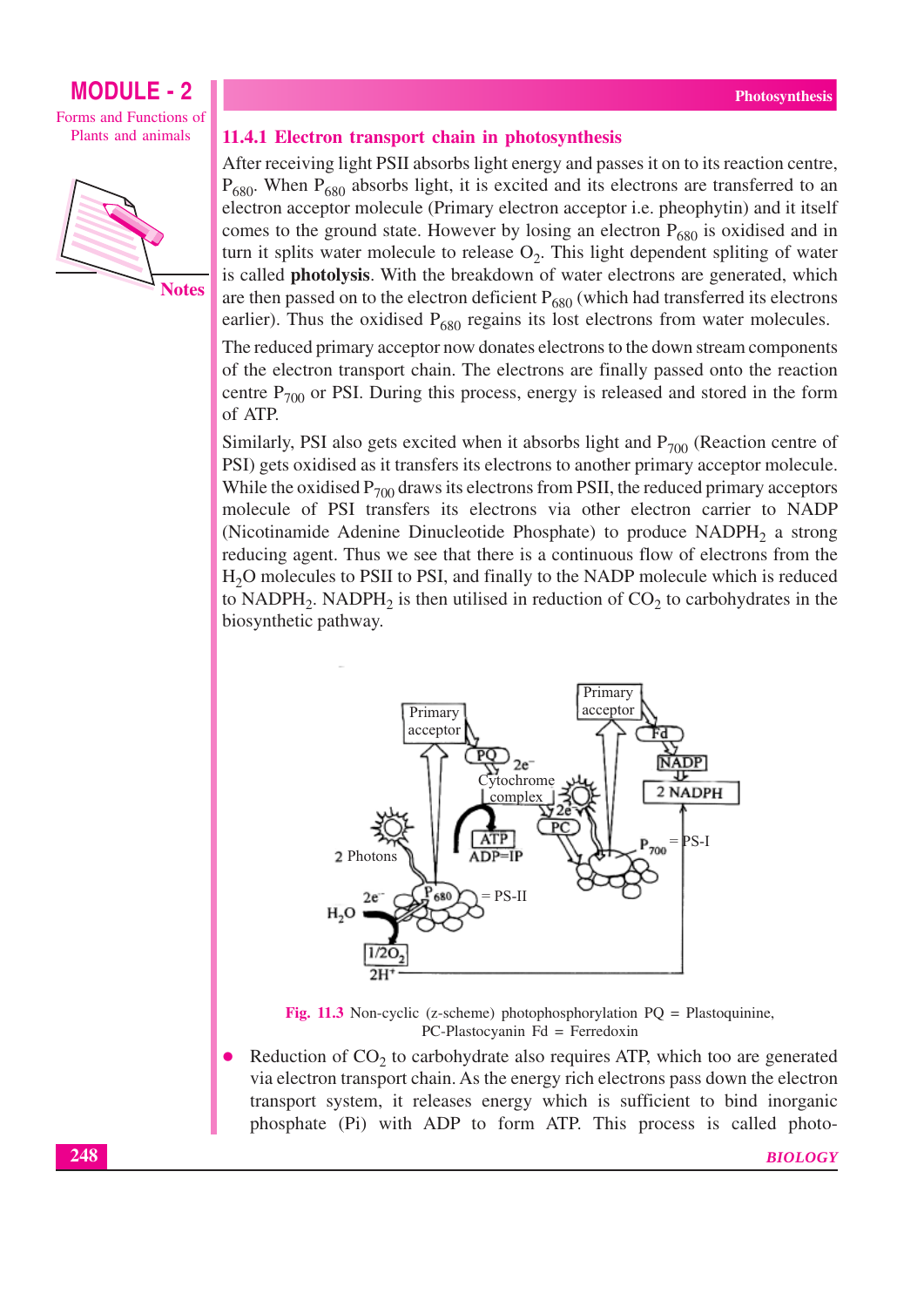### 11.4.1 Electron transport chain in photosynthesis

After receiving light PSII absorbs light energy and passes it on to its reaction centre, $P_{680}$. When $P_{680}$ absorbs light, it is excited and its electrons are transferred to an electron acceptor molecule (Primary electron acceptor i.e. pheophytin) and it itself comes to the ground state. However by losing an electron $P_{680}$ is oxidised and in turn it splits water molecule to release $O_2$. This light dependent spliting of water is called **photolysis**. With the breakdown of water electrons are generated, which are then passed on to the electron deficient $P_{680}$ (which had transferred its electrons earlier). Thus the oxidised $P_{680}$ regains its lost electrons from water molecules.

The reduced primary acceptor now donates electrons to the down stream components of the electron transport chain. The electrons are finally passed onto the reaction centre $P_{700}$ or PSI. During this process, energy is released and stored in the form of ATP.

Similarly, PSI also gets excited when it absorbs light and $P_{700}$ (Reaction centre of PSI) gets oxidised as it transfers its electrons to another primary acceptor molecule. While the oxidised $P_{700}$ draws its electrons from PSII, the reduced primary acceptors molecule of PSI transfers its electrons via other electron carrier to NADP (Nicotinamide Adenine Dinucleotide Phosphate) to produce $NADPH_2$ a strong reducing agent. Thus we see that there is a continuous flow of electrons from the $H_2O$ molecules to PSII to PSI, and finally to the NADP molecule which is reduced to $NADPH_2$. $NADPH_2$ is then utilised in reduction of $CO_2$ to carbohydrates in the biosynthetic pathway.

Fig. 11.3 Non-cyclic (z-scheme) photophosphorylation PQ = Plastoquinine, PC-Plastocyanin Fd = Ferredoxin

- Reduction of $CO_2$ to carbohydrate also requires ATP, which too are generated via electron transport chain. As the energy rich electrons pass down the electron transport system, it releases energy which is sufficient to bind inorganic phosphate (Pi) with ADP to form ATP. This process is called photo-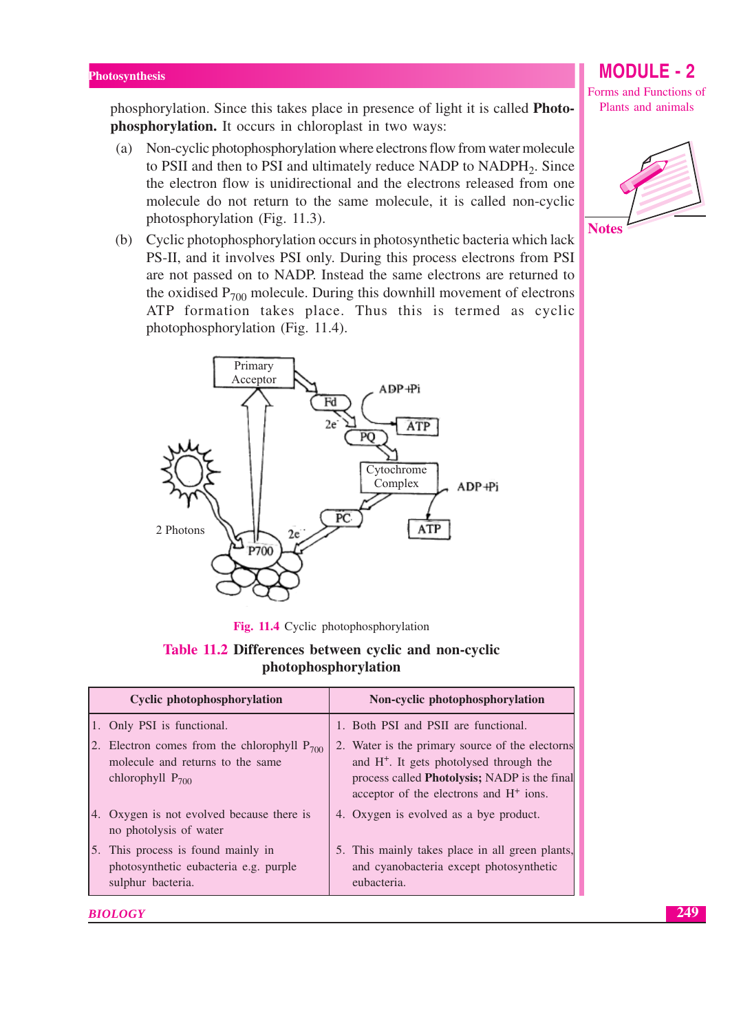phosphorylation. Since this takes place in presence of light it is called **Photo-phosphorylation.** It occurs in chloroplast in two ways:

(a) Non-cyclic photophosphorylation where electrons flow from water molecule to PSII and then to PSI and ultimately reduce NADP to $NADPH_2$. Since the electron flow is unidirectional and the electrons released from one molecule do not return to the same molecule, it is called non-cyclic photophosphorylation (Fig. 11.3).

(b) Cyclic photophosphorylation occurs in photosynthetic bacteria which lack PS-II, and it involves PSI only. During this process electrons from PSI are not passed on to NADP. Instead the same electrons are returned to the oxidised $P_{700}$ molecule. During this downhill movement of electrons ATP formation takes place. Thus this is termed as cyclic photophosphorylation (Fig. 11.4).

**Fig. 11.4** Cyclic photophosphorylation

### Table 11.2 Differences between cyclic and non-cyclic photophosphorylation

| Cyclic photophosphorylation | Non-cyclic photophosphorylation |
|---|---|
| 1. Only PSI is functional. | 1. Both PSI and PSII are functional. |
| 2. Electron comes from the chlorophyll $P_{700}$ molecule and returns to the same chlorophyll $P_{700}$ | 2. Water is the primary source of the electrons and $H^+$. It gets photolysed through the process called **Photolysis;** NADP is the final acceptor of the electrons and $H^+$ ions. |
| 4. Oxygen is not evolved because there is no photolysis of water | 4. Oxygen is evolved as a bye product. |
| 5. This process is found mainly in photosynthetic eubacteria e.g. purple sulphur bacteria. | 5. This mainly takes place in all green plants, and cyanobacteria except photosynthetic eubacteria. |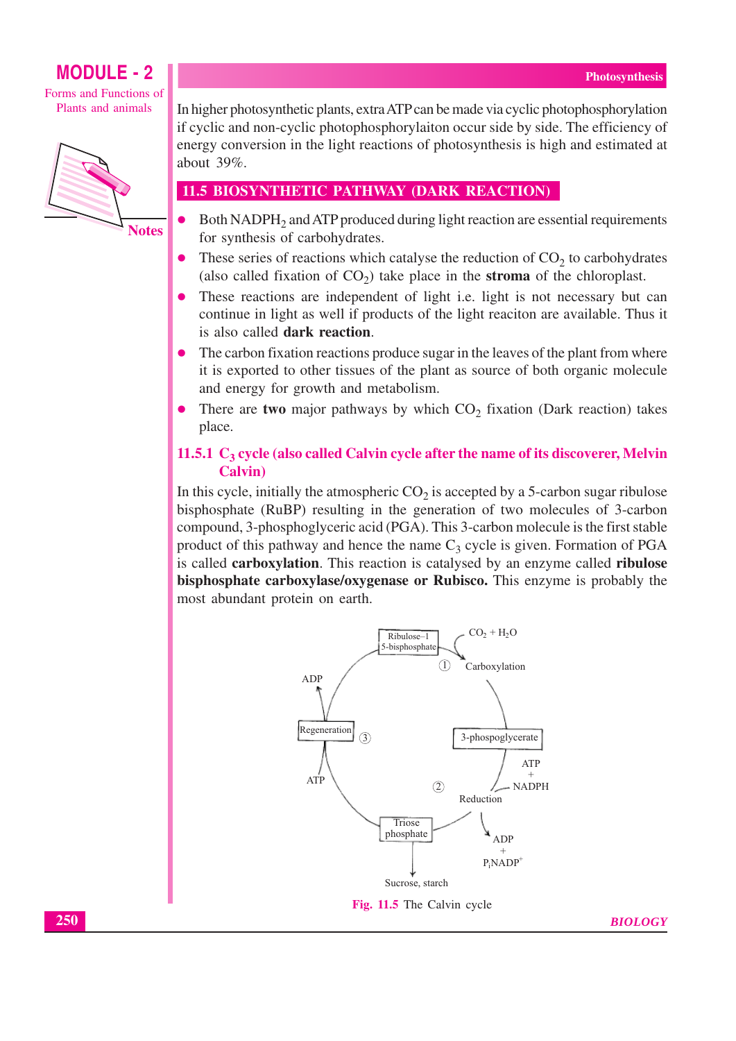In higher photosynthetic plants, extra ATP can be made via cyclic photophosphorylation if cyclic and non-cyclic photophosphorylaiton occur side by side. The efficiency of energy conversion in the light reactions of photosynthesis is high and estimated at about 39%.

## 11.5 BIOSYNTHETIC PATHWAY (DARK REACTION)

- Both $NADPH_2$ and ATP produced during light reaction are essential requirements for synthesis of carbohydrates.
- These series of reactions which catalyse the reduction of $CO_2$ to carbohydrates (also called fixation of $CO_2$) take place in the **stroma** of the chloroplast.
- These reactions are independent of light i.e. light is not necessary but can continue in light as well if products of the light reaciton are available. Thus it is also called **dark reaction**.
- The carbon fixation reactions produce sugar in the leaves of the plant from where it is exported to other tissues of the plant as source of both organic molecule and energy for growth and metabolism.
- There are **two** major pathways by which $CO_2$ fixation (Dark reaction) takes place.

### 11.5.1 $C_3$ cycle (also called Calvin cycle after the name of its discoverer, Melvin Calvin)

In this cycle, initially the atmospheric $CO_2$ is accepted by a 5-carbon sugar ribulose bisphosphate (RuBP) resulting in the generation of two molecules of 3-carbon compound, 3-phosphoglyceric acid (PGA). This 3-carbon molecule is the first stable product of this pathway and hence the name $C_3$ cycle is given. Formation of PGA is called **carboxylation**. This reaction is catalysed by an enzyme called **ribulose bisphosphate carboxylase/oxygenase or Rubisco.** This enzyme is probably the most abundant protein on earth.

Ribulose–1 5-bisphosphate; $CO_2 + H_2O$; ① Carboxylation; 3-phospoglycerate; ATP + NADPH; ② Reduction; ADP + $P_i$NADP$^+$; Triose phosphate; Sucrose, starch; ATP; Regeneration ③; ADP

**Fig. 11.5** The Calvin cycle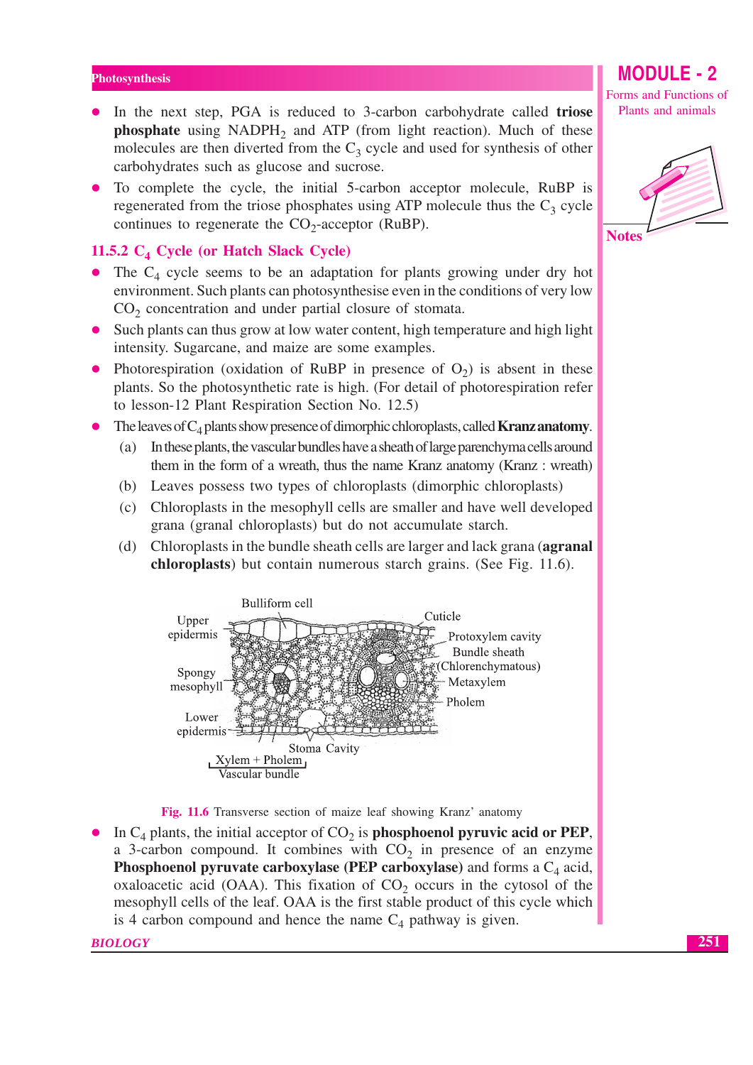- In the next step, PGA is reduced to 3-carbon carbohydrate called **triose phosphate** using $NADPH_2$ and ATP (from light reaction). Much of these molecules are then diverted from the $C_3$ cycle and used for synthesis of other carbohydrates such as glucose and sucrose.
- To complete the cycle, the initial 5-carbon acceptor molecule, RuBP is regenerated from the triose phosphates using ATP molecule thus the $C_3$ cycle continues to regenerate the $CO_2$-acceptor (RuBP).

### 11.5.2 $C_4$ Cycle (or Hatch Slack Cycle)

- The $C_4$ cycle seems to be an adaptation for plants growing under dry hot environment. Such plants can photosynthesise even in the conditions of very low $CO_2$ concentration and under partial closure of stomata.
- Such plants can thus grow at low water content, high temperature and high light intensity. Sugarcane, and maize are some examples.
- Photorespiration (oxidation of RuBP in presence of $O_2$) is absent in these plants. So the photosynthetic rate is high. (For detail of photorespiration refer to lesson-12 Plant Respiration Section No. 12.5)
- The leaves of $C_4$ plants show presence of dimorphic chloroplasts, called **Kranz anatomy**.
  - (a) In these plants, the vascular bundles have a sheath of large parenchyma cells around them in the form of a wreath, thus the name Kranz anatomy (Kranz : wreath)
  - (b) Leaves possess two types of chloroplasts (dimorphic chloroplasts)
  - (c) Chloroplasts in the mesophyll cells are smaller and have well developed grana (granal chloroplasts) but do not accumulate starch.
  - (d) Chloroplasts in the bundle sheath cells are larger and lack grana (**agranal chloroplasts**) but contain numerous starch grains. (See Fig. 11.6).

Fig. 11.6 Transverse section of maize leaf showing Kranz' anatomy

- In $C_4$ plants, the initial acceptor of $CO_2$ is **phosphoenol pyruvic acid or PEP**, a 3-carbon compound. It combines with $CO_2$ in presence of an enzyme **Phosphoenol pyruvate carboxylase (PEP carboxylase)** and forms a $C_4$ acid, oxaloacetic acid (OAA). This fixation of $CO_2$ occurs in the cytosol of the mesophyll cells of the leaf. OAA is the first stable product of this cycle which is 4 carbon compound and hence the name $C_4$ pathway is given.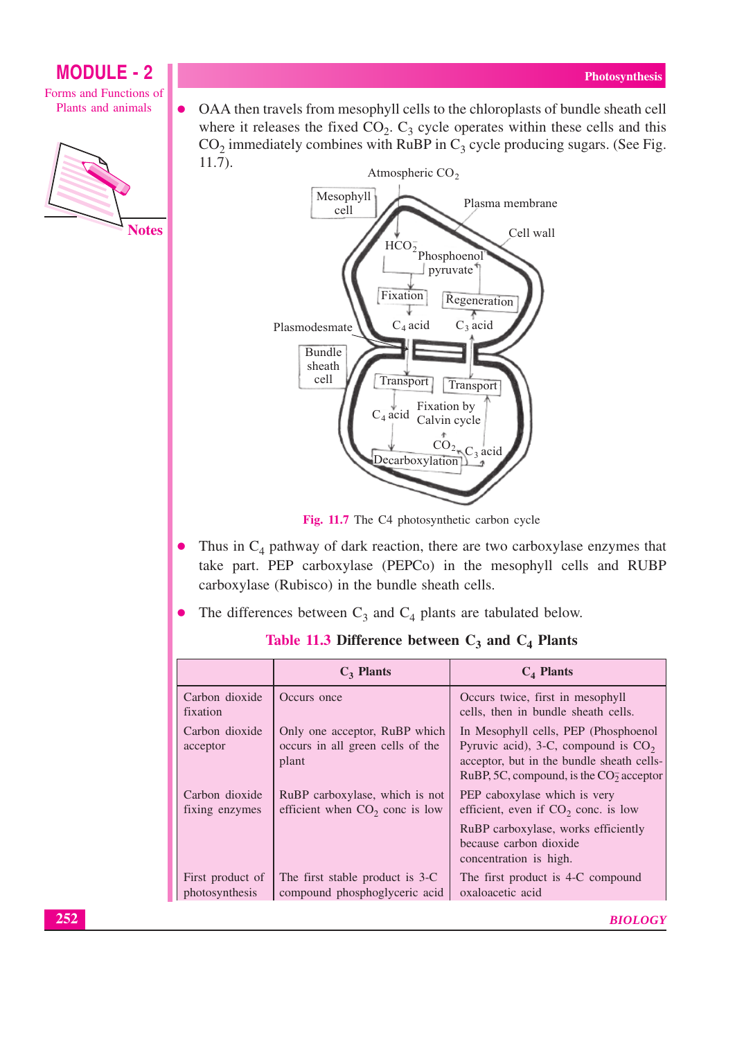- OAA then travels from mesophyll cells to the chloroplasts of bundle sheath cell where it releases the fixed $CO_2$. $C_3$ cycle operates within these cells and this $CO_2$ immediately combines with RuBP in $C_3$ cycle producing sugars. (See Fig. 11.7).

Atmospheric $CO_2$

Mesophyll cell

Plasma membrane

Cell wall

$HCO_2^-$

Phosphoenol pyruvate

Fixation

Regeneration

Plasmodesmate

$C_4$ acid

$C_3$ acid

Bundle sheath cell

Transport

Transport

$C_4$ acid

Fixation by Calvin cycle

$CO_2$

$C_3$ acid

Decarboxylation

**Fig. 11.7** The C4 photosynthetic carbon cycle

- Thus in $C_4$ pathway of dark reaction, there are two carboxylase enzymes that take part. PEP carboxylase (PEPCo) in the mesophyll cells and RUBP carboxylase (Rubisco) in the bundle sheath cells.
- The differences between $C_3$ and $C_4$ plants are tabulated below.

**Table 11.3 Difference between $C_3$ and $C_4$ Plants**

| | $C_3$ Plants | $C_4$ Plants |
|---|---|---|
| Carbon dioxide fixation | Occurs once | Occurs twice, first in mesophyll cells, then in bundle sheath cells. |
| Carbon dioxide acceptor | Only one acceptor, RuBP which occurs in all green cells of the plant | In Mesophyll cells, PEP (Phosphoenol Pyruvic acid), 3-C, compound is $CO_2$ acceptor, but in the bundle sheath cells-RuBP, 5C, compound, is the $CO_2^-$ acceptor |
| Carbon dioxide fixing enzymes | RuBP carboxylase, which is not efficient when $CO_2$ conc is low | PEP caboxylase which is very efficient, even if $CO_2$ conc. is low<br>RuBP carboxylase, works efficiently because carbon dioxide concentration is high. |
| First product of photosynthesis | The first stable product is 3-C compound phosphoglyceric acid | The first product is 4-C compound oxaloacetic acid |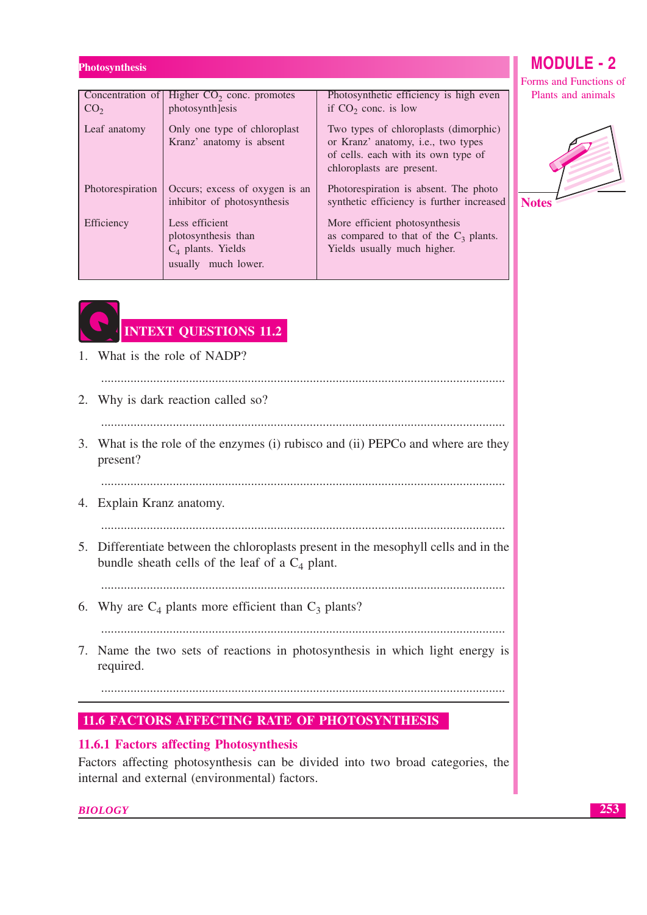| | | |
|---|---|---|
| Concentration of $CO_2$ | Higher $CO_2$ conc. promotes photosynth]esis | Photosynthetic efficiency is high even if $CO_2$ conc. is low |
| Leaf anatomy | Only one type of chloroplast Kranz' anatomy is absent | Two types of chloroplasts (dimorphic) or Kranz' anatomy, i.e., two types of cells. each with its own type of chloroplasts are present. |
| Photorespiration | Occurs; excess of oxygen is an inhibitor of photosynthesis | Photorespiration is absent. The photo synthetic efficiency is further increased |
| Efficiency | Less efficient plotosynthesis than $C_4$ plants. Yields usually much lower. | More efficient photosynthesis as compared to that of the $C_3$ plants. Yields usually much higher. |

## INTEXT QUESTIONS 11.2

1. What is the role of NADP?

   ..........................................................................................................................

2. Why is dark reaction called so?

   ..........................................................................................................................

3. What is the role of the enzymes (i) rubisco and (ii) PEPCo and where are they present?

   ..........................................................................................................................

4. Explain Kranz anatomy.

   ..........................................................................................................................

5. Differentiate between the chloroplasts present in the mesophyll cells and in the bundle sheath cells of the leaf of a $C_4$ plant.

   ..........................................................................................................................

6. Why are $C_4$ plants more efficient than $C_3$ plants?

   ..........................................................................................................................

7. Name the two sets of reactions in photosynthesis in which light energy is required.

   ..........................................................................................................................

## 11.6 FACTORS AFFECTING RATE OF PHOTOSYNTHESIS

### 11.6.1 Factors affecting Photosynthesis

Factors affecting photosynthesis can be divided into two broad categories, the internal and external (environmental) factors.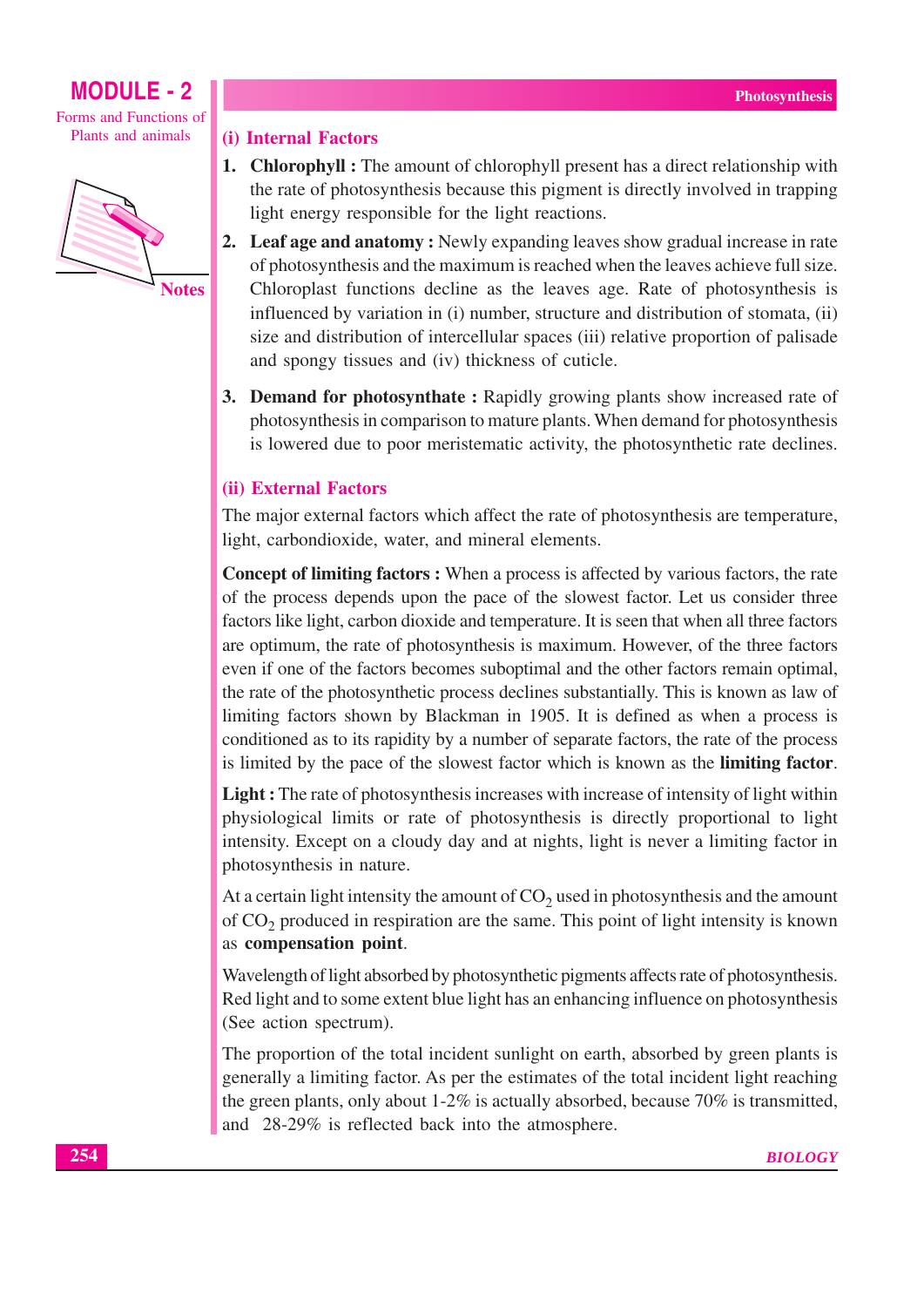### (i) Internal Factors

1. **Chlorophyll :** The amount of chlorophyll present has a direct relationship with the rate of photosynthesis because this pigment is directly involved in trapping light energy responsible for the light reactions.
2. **Leaf age and anatomy :** Newly expanding leaves show gradual increase in rate of photosynthesis and the maximum is reached when the leaves achieve full size. Chloroplast functions decline as the leaves age. Rate of photosynthesis is influenced by variation in (i) number, structure and distribution of stomata, (ii) size and distribution of intercellular spaces (iii) relative proportion of palisade and spongy tissues and (iv) thickness of cuticle.
3. **Demand for photosynthate :** Rapidly growing plants show increased rate of photosynthesis in comparison to mature plants. When demand for photosynthesis is lowered due to poor meristematic activity, the photosynthetic rate declines.

### (ii) External Factors

The major external factors which affect the rate of photosynthesis are temperature, light, carbondioxide, water, and mineral elements.

**Concept of limiting factors :** When a process is affected by various factors, the rate of the process depends upon the pace of the slowest factor. Let us consider three factors like light, carbon dioxide and temperature. It is seen that when all three factors are optimum, the rate of photosynthesis is maximum. However, of the three factors even if one of the factors becomes suboptimal and the other factors remain optimal, the rate of the photosynthetic process declines substantially. This is known as law of limiting factors shown by Blackman in 1905. It is defined as when a process is conditioned as to its rapidity by a number of separate factors, the rate of the process is limited by the pace of the slowest factor which is known as the **limiting factor**.

**Light :** The rate of photosynthesis increases with increase of intensity of light within physiological limits or rate of photosynthesis is directly proportional to light intensity. Except on a cloudy day and at nights, light is never a limiting factor in photosynthesis in nature.

At a certain light intensity the amount of $CO_2$ used in photosynthesis and the amount of $CO_2$ produced in respiration are the same. This point of light intensity is known as **compensation point**.

Wavelength of light absorbed by photosynthetic pigments affects rate of photosynthesis. Red light and to some extent blue light has an enhancing influence on photosynthesis (See action spectrum).

The proportion of the total incident sunlight on earth, absorbed by green plants is generally a limiting factor. As per the estimates of the total incident light reaching the green plants, only about 1-2% is actually absorbed, because 70% is transmitted, and 28-29% is reflected back into the atmosphere.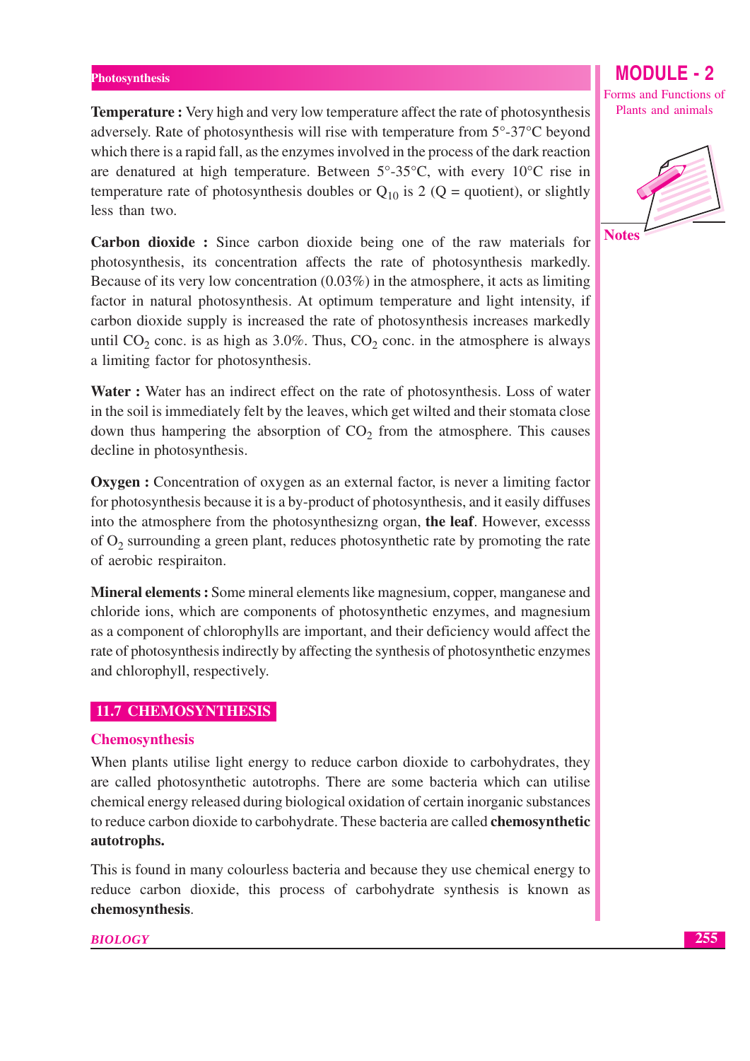**Temperature :** Very high and very low temperature affect the rate of photosynthesis adversely. Rate of photosynthesis will rise with temperature from 5°-37°C beyond which there is a rapid fall, as the enzymes involved in the process of the dark reaction are denatured at high temperature. Between 5°-35°C, with every 10°C rise in temperature rate of photosynthesis doubles or $Q_{10}$ is 2 (Q = quotient), or slightly less than two.

**Carbon dioxide :** Since carbon dioxide being one of the raw materials for photosynthesis, its concentration affects the rate of photosynthesis markedly. Because of its very low concentration (0.03%) in the atmosphere, it acts as limiting factor in natural photosynthesis. At optimum temperature and light intensity, if carbon dioxide supply is increased the rate of photosynthesis increases markedly until $CO_2$ conc. is as high as 3.0%. Thus, $CO_2$ conc. in the atmosphere is always a limiting factor for photosynthesis.

**Water :** Water has an indirect effect on the rate of photosynthesis. Loss of water in the soil is immediately felt by the leaves, which get wilted and their stomata close down thus hampering the absorption of $CO_2$ from the atmosphere. This causes decline in photosynthesis.

**Oxygen :** Concentration of oxygen as an external factor, is never a limiting factor for photosynthesis because it is a by-product of photosynthesis, and it easily diffuses into the atmosphere from the photosynthesizng organ, **the leaf**. However, excesss of $O_2$ surrounding a green plant, reduces photosynthetic rate by promoting the rate of aerobic respiraiton.

**Mineral elements :** Some mineral elements like magnesium, copper, manganese and chloride ions, which are components of photosynthetic enzymes, and magnesium as a component of chlorophylls are important, and their deficiency would affect the rate of photosynthesis indirectly by affecting the synthesis of photosynthetic enzymes and chlorophyll, respectively.

## 11.7 CHEMOSYNTHESIS

### Chemosynthesis

When plants utilise light energy to reduce carbon dioxide to carbohydrates, they are called photosynthetic autotrophs. There are some bacteria which can utilise chemical energy released during biological oxidation of certain inorganic substances to reduce carbon dioxide to carbohydrate. These bacteria are called **chemosynthetic autotrophs.**

This is found in many colourless bacteria and because they use chemical energy to reduce carbon dioxide, this process of carbohydrate synthesis is known as **chemosynthesis**.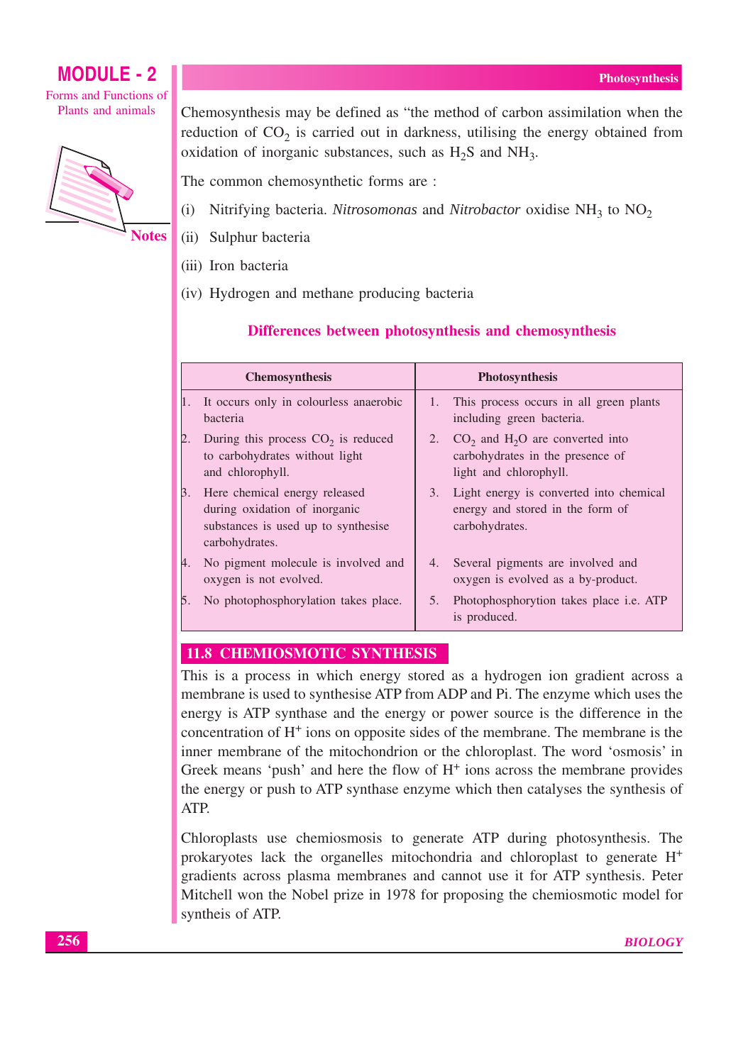Chemosynthesis may be defined as "the method of carbon assimilation when the reduction of $CO_2$ is carried out in darkness, utilising the energy obtained from oxidation of inorganic substances, such as $H_2S$ and $NH_3$.

The common chemosynthetic forms are :

(i) Nitrifying bacteria. *Nitrosomonas* and *Nitrobactor* oxidise $NH_3$ to $NO_2$

(ii) Sulphur bacteria

(iii) Iron bacteria

(iv) Hydrogen and methane producing bacteria

### Differences between photosynthesis and chemosynthesis

| Chemosynthesis | Photosynthesis |
|---|---|
| 1. It occurs only in colourless anaerobic bacteria | 1. This process occurs in all green plants including green bacteria. |
| 2. During this process $CO_2$ is reduced to carbohydrates without light and chlorophyll. | 2. $CO_2$ and $H_2O$ are converted into carbohydrates in the presence of light and chlorophyll. |
| 3. Here chemical energy released during oxidation of inorganic substances is used up to synthesise carbohydrates. | 3. Light energy is converted into chemical energy and stored in the form of carbohydrates. |
| 4. No pigment molecule is involved and oxygen is not evolved. | 4. Several pigments are involved and oxygen is evolved as a by-product. |
| 5. No photophosphorylation takes place. | 5. Photophosphorytion takes place i.e. ATP is produced. |

## 11.8 CHEMIOSMOTIC SYNTHESIS

This is a process in which energy stored as a hydrogen ion gradient across a membrane is used to synthesise ATP from ADP and Pi. The enzyme which uses the energy is ATP synthase and the energy or power source is the difference in the concentration of $H^+$ ions on opposite sides of the membrane. The membrane is the inner membrane of the mitochondrion or the chloroplast. The word 'osmosis' in Greek means 'push' and here the flow of $H^+$ ions across the membrane provides the energy or push to ATP synthase enzyme which then catalyses the synthesis of ATP.

Chloroplasts use chemiosmosis to generate ATP during photosynthesis. The prokaryotes lack the organelles mitochondria and chloroplast to generate $H^+$ gradients across plasma membranes and cannot use it for ATP synthesis. Peter Mitchell won the Nobel prize in 1978 for proposing the chemiosmotic model for syntheis of ATP.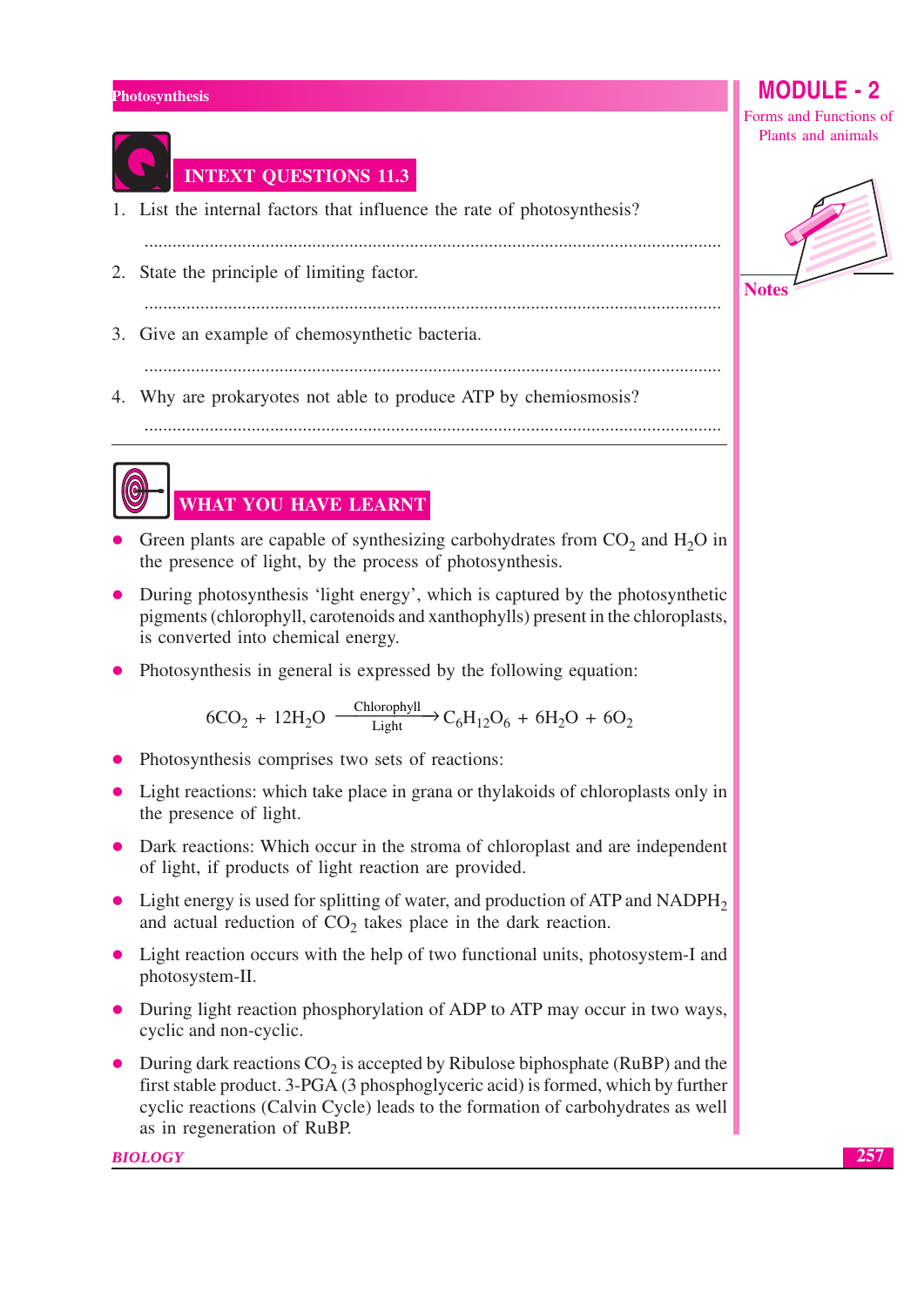## INTEXT QUESTIONS 11.3

1. List the internal factors that influence the rate of photosynthesis?

   ..........................................................................................................................

2. State the principle of limiting factor.

   ..........................................................................................................................

3. Give an example of chemosynthetic bacteria.

   ..........................................................................................................................

4. Why are prokaryotes not able to produce ATP by chemiosmosis?

   ..........................................................................................................................

## WHAT YOU HAVE LEARNT

- Green plants are capable of synthesizing carbohydrates from $CO_2$ and $H_2O$ in the presence of light, by the process of photosynthesis.
- During photosynthesis 'light energy', which is captured by the photosynthetic pigments (chlorophyll, carotenoids and xanthophylls) present in the chloroplasts, is converted into chemical energy.
- Photosynthesis in general is expressed by the following equation:

$$6CO_2 + 12H_2O \xrightarrow[\text{Light}]{\text{Chlorophyll}} C_6H_{12}O_6 + 6H_2O + 6O_2$$

- Photosynthesis comprises two sets of reactions:
- Light reactions: which take place in grana or thylakoids of chloroplasts only in the presence of light.
- Dark reactions: Which occur in the stroma of chloroplast and are independent of light, if products of light reaction are provided.
- Light energy is used for splitting of water, and production of ATP and $NADPH_2$ and actual reduction of $CO_2$ takes place in the dark reaction.
- Light reaction occurs with the help of two functional units, photosystem-I and photosystem-II.
- During light reaction phosphorylation of ADP to ATP may occur in two ways, cyclic and non-cyclic.
- During dark reactions $CO_2$ is accepted by Ribulose biphosphate (RuBP) and the first stable product. 3-PGA (3 phosphoglyceric acid) is formed, which by further cyclic reactions (Calvin Cycle) leads to the formation of carbohydrates as well as in regeneration of RuBP.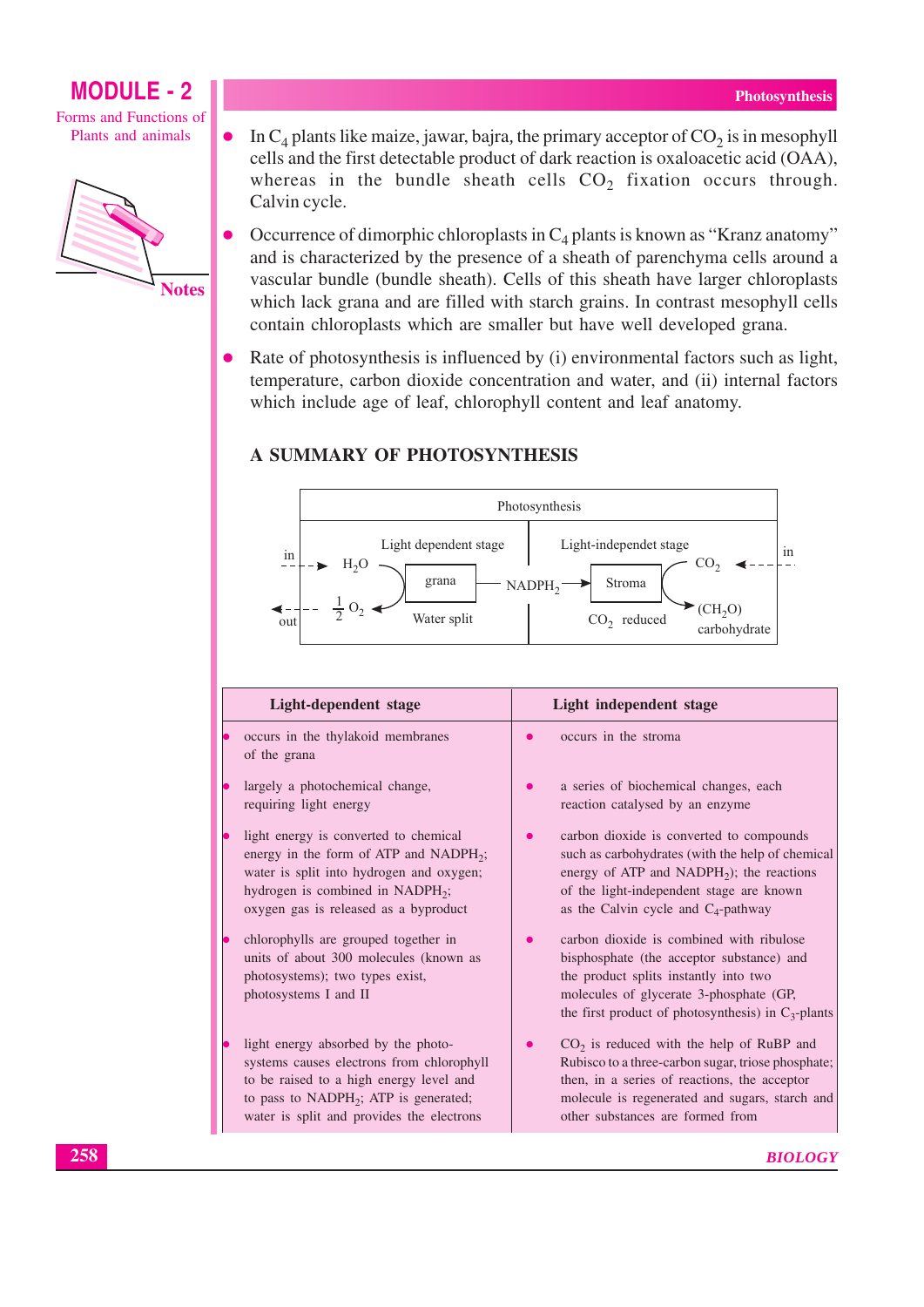- In $C_4$ plants like maize, jawar, bajra, the primary acceptor of $CO_2$ is in mesophyll cells and the first detectable product of dark reaction is oxaloacetic acid (OAA), whereas in the bundle sheath cells $CO_2$ fixation occurs through. Calvin cycle.
- Occurrence of dimorphic chloroplasts in $C_4$ plants is known as "Kranz anatomy" and is characterized by the presence of a sheath of parenchyma cells around a vascular bundle (bundle sheath). Cells of this sheath have larger chloroplasts which lack grana and are filled with starch grains. In contrast mesophyll cells contain chloroplasts which are smaller but have well developed grana.
- Rate of photosynthesis is influenced by (i) environmental factors such as light, temperature, carbon dioxide concentration and water, and (ii) internal factors which include age of leaf, chlorophyll content and leaf anatomy.

## A SUMMARY OF PHOTOSYNTHESIS

Photosynthesis

Light dependent stage: in → $H_2O$ → grana → $\frac{1}{2}O_2$ → out (Water split)

grana — $NADPH_2$ → Stroma

Light-independent stage: in → $CO_2$ → Stroma → $(CH_2O)$ carbohydrate ($CO_2$ reduced)

| Light-dependent stage | Light independent stage |
|---|---|
| • occurs in the thylakoid membranes of the grana | • occurs in the stroma |
| • largely a photochemical change, requiring light energy | • a series of biochemical changes, each reaction catalysed by an enzyme |
| • light energy is converted to chemical energy in the form of ATP and $NADPH_2$; water is split into hydrogen and oxygen; hydrogen is combined in $NADPH_2$; oxygen gas is released as a byproduct | • carbon dioxide is converted to compounds such as carbohydrates (with the help of chemical energy of ATP and $NADPH_2$); the reactions of the light-independent stage are known as the Calvin cycle and $C_4$-pathway |
| • chlorophylls are grouped together in units of about 300 molecules (known as photosystems); two types exist, photosystems I and II | • carbon dioxide is combined with ribulose bisphosphate (the acceptor substance) and the product splits instantly into two molecules of glycerate 3-phosphate (GP, the first product of photosynthesis) in $C_3$-plants |
| • light energy absorbed by the photo-systems causes electrons from chlorophyll to be raised to a high energy level and to pass to $NADPH_2$; ATP is generated; water is split and provides the electrons | • $CO_2$ is reduced with the help of RuBP and Rubisco to a three-carbon sugar, triose phosphate; then, in a series of reactions, the acceptor molecule is regenerated and sugars, starch and other substances are formed from |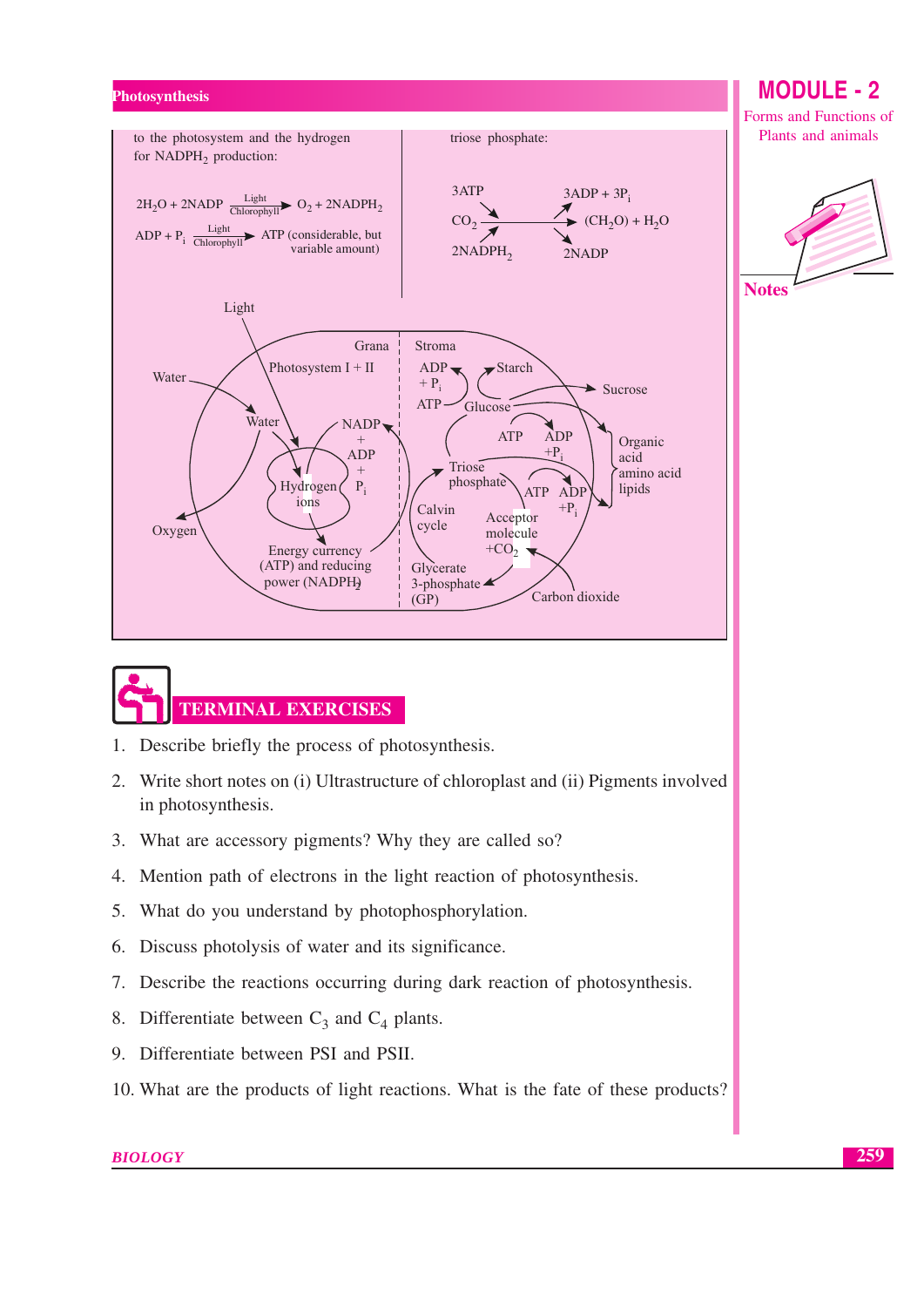to the photosystem and the hydrogen for $NADPH_2$ production:

$$2H_2O + 2NADP \xrightarrow[\text{Chlorophyll}]{\text{Light}} O_2 + 2NADPH_2$$

$$ADP + P_i \xrightarrow[\text{Chlorophyll}]{\text{Light}} ATP \text{ (considerable, but variable amount)}$$

triose phosphate:

$$3ATP + CO_2 + 2NADPH_2 \longrightarrow 3ADP + 3P_i + (CH_2O) + H_2O + 2NADP$$

Light, Grana, Stroma, Photosystem I + II, Water, Water, NADP + ADP + $P_i$, Hydrogen ions, Oxygen, Energy currency (ATP) and reducing power ($NADPH_2$), ADP + $P_i$, ATP, Starch, Glucose, Sucrose, ATP, ADP + $P_i$, Organic acid, amino acid, lipids, Triose phosphate, ATP, ADP + $P_i$, Calvin cycle, Acceptor molecule + $CO_2$, Glycerate 3-phosphate (GP), Carbon dioxide

## TERMINAL EXERCISES

1. Describe briefly the process of photosynthesis.
2. Write short notes on (i) Ultrastructure of chloroplast and (ii) Pigments involved in photosynthesis.
3. What are accessory pigments? Why they are called so?
4. Mention path of electrons in the light reaction of photosynthesis.
5. What do you understand by photophosphorylation.
6. Discuss photolysis of water and its significance.
7. Describe the reactions occurring during dark reaction of photosynthesis.
8. Differentiate between $C_3$ and $C_4$ plants.
9. Differentiate between PSI and PSII.
10. What are the products of light reactions. What is the fate of these products?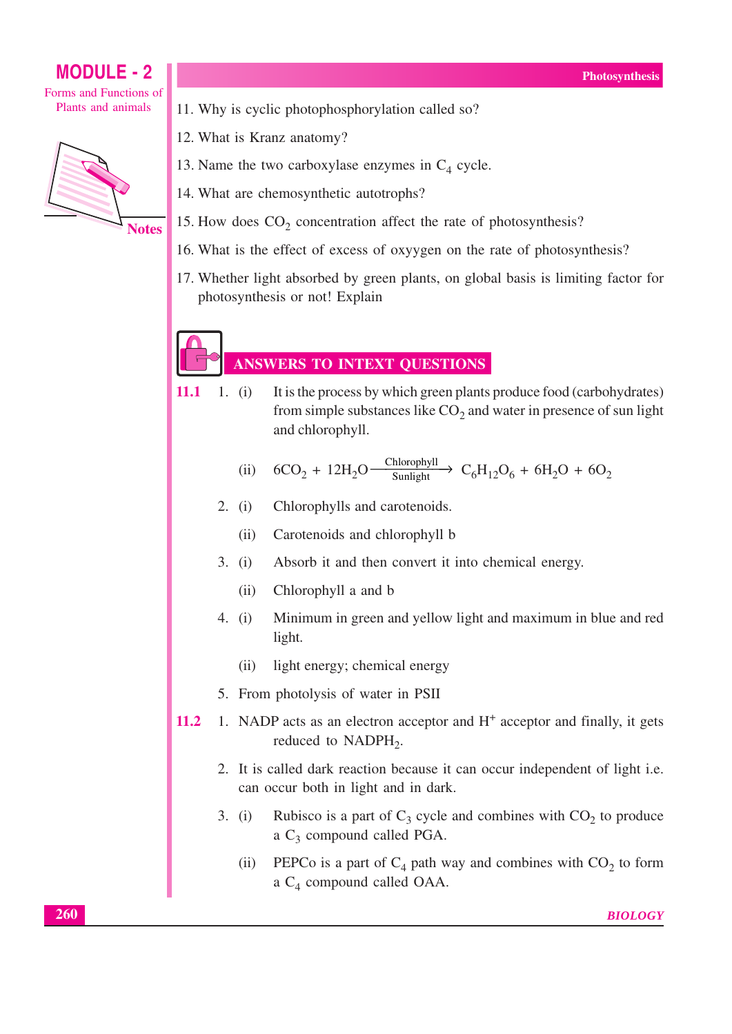11. Why is cyclic photophosphorylation called so?

12. What is Kranz anatomy?

13. Name the two carboxylase enzymes in $C_4$ cycle.

14. What are chemosynthetic autotrophs?

15. How does $CO_2$ concentration affect the rate of photosynthesis?

16. What is the effect of excess of oxyygen on the rate of photosynthesis?

17. Whether light absorbed by green plants, on global basis is limiting factor for photosynthesis or not! Explain

## ANSWERS TO INTEXT QUESTIONS

**11.1**

1. (i) It is the process by which green plants produce food (carbohydrates) from simple substances like $CO_2$ and water in presence of sun light and chlorophyll.

   (ii) $$6CO_2 + 12H_2O \xrightarrow[\text{Sunlight}]{\text{Chlorophyll}} C_6H_{12}O_6 + 6H_2O + 6O_2$$

2. (i) Chlorophylls and carotenoids.

   (ii) Carotenoids and chlorophyll b

3. (i) Absorb it and then convert it into chemical energy.

   (ii) Chlorophyll a and b

4. (i) Minimum in green and yellow light and maximum in blue and red light.

   (ii) light energy; chemical energy

5. From photolysis of water in PSII

**11.2**

1. NADP acts as an electron acceptor and $H^+$ acceptor and finally, it gets reduced to $NADPH_2$.

2. It is called dark reaction because it can occur independent of light i.e. can occur both in light and in dark.

3. (i) Rubisco is a part of $C_3$ cycle and combines with $CO_2$ to produce a $C_3$ compound called PGA.

   (ii) PEPCo is a part of $C_4$ path way and combines with $CO_2$ to form a $C_4$ compound called OAA.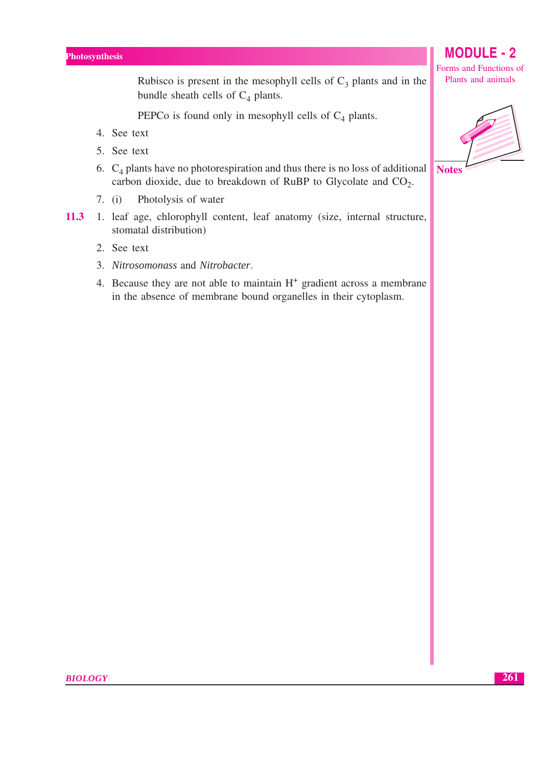Rubisco is present in the mesophyll cells of $C_3$ plants and in the bundle sheath cells of $C_4$ plants.

PEPCo is found only in mesophyll cells of $C_4$ plants.

4. See text
5. See text
6. $C_4$ plants have no photorespiration and thus there is no loss of additional carbon dioxide, due to breakdown of RuBP to Glycolate and $CO_2$.
7. (i) Photolysis of water

**11.3**

1. leaf age, chlorophyll content, leaf anatomy (size, internal structure, stomatal distribution)
2. See text
3. *Nitrosomonass* and *Nitrobacter*.
4. Because they are not able to maintain $H^+$ gradient across a membrane in the absence of membrane bound organelles in their cytoplasm.